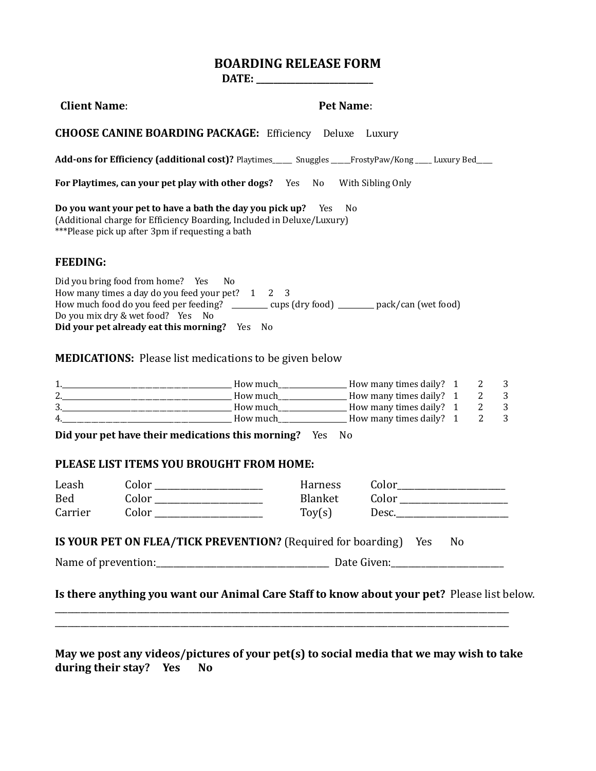# BOARDING RELEASE FORM

**DATE: ___________________________**

**Client Name**: **Pet Name**:

**CHOOSE CANINE BOARDING PACKAGE:** Efficiency Deluxe Luxury

**Add-ons for Efficiency (additional cost)?** Playtimes______ Snuggles ______FrostyPaw/Kong _____ Luxury Bed_____

**For Playtimes, can your pet play with other dogs?** Yes No With Sibling Only

**Do you want your pet to have a bath the day you pick up?** Yes No
(Additional charge for Efficiency Boarding, Included in Deluxe/Luxury)
***Please pick up after 3pm if requesting a bath

## FEEDING:

Did you bring food from home? Yes No
How many times a day do you feed your pet? 1 2 3
How much food do you feed per feeding? __________ cups (dry food) __________ pack/can (wet food)
Do you mix dry & wet food? Yes No
**Did your pet already eat this morning?** Yes No

## MEDICATIONS: Please list medications to be given below

1.______________________________________________ How much___________________ How many times daily? 1 2 3
2.______________________________________________ How much___________________ How many times daily? 1 2 3
3.______________________________________________ How much___________________ How many times daily? 1 2 3
4.______________________________________________ How much___________________ How many times daily? 1 2 3

**Did your pet have their medications this morning?** Yes No

## PLEASE LIST ITEMS YOU BROUGHT FROM HOME:

| | | | |
|---|---|---|---|
| Leash | Color _________________________ | Harness | Color_________________________ |
| Bed | Color _________________________ | Blanket | Color _________________________ |
| Carrier | Color _________________________ | Toy(s) | Desc._________________________ |

**IS YOUR PET ON FLEA/TICK PREVENTION?** (Required for boarding) Yes No

Name of prevention:________________________________________ Date Given:__________________________

**Is there anything you want our Animal Care Staff to know about your pet?** Please list below.
______________________________________________________________________________________________
______________________________________________________________________________________________

**May we post any videos/pictures of your pet(s) to social media that we may wish to take during their stay? Yes No**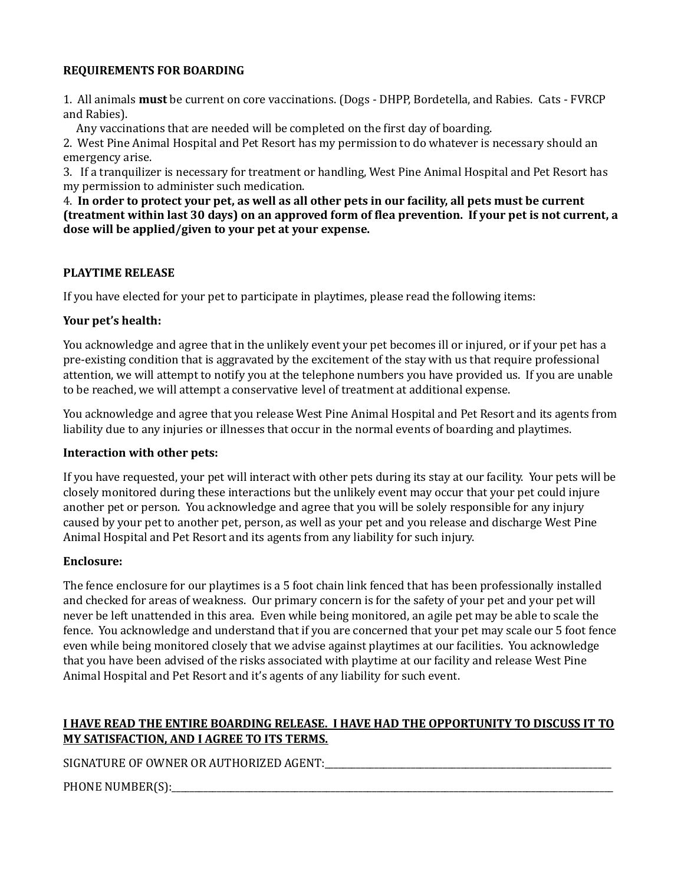**REQUIREMENTS FOR BOARDING**

1. All animals **must** be current on core vaccinations. (Dogs - DHPP, Bordetella, and Rabies. Cats - FVRCP and Rabies).
   Any vaccinations that are needed will be completed on the first day of boarding.
2. West Pine Animal Hospital and Pet Resort has my permission to do whatever is necessary should an emergency arise.
3. If a tranquilizer is necessary for treatment or handling, West Pine Animal Hospital and Pet Resort has my permission to administer such medication.
4. **In order to protect your pet, as well as all other pets in our facility, all pets must be current (treatment within last 30 days) on an approved form of flea prevention. If your pet is not current, a dose will be applied/given to your pet at your expense.**

**PLAYTIME RELEASE**

If you have elected for your pet to participate in playtimes, please read the following items:

**Your pet's health:**

You acknowledge and agree that in the unlikely event your pet becomes ill or injured, or if your pet has a pre-existing condition that is aggravated by the excitement of the stay with us that require professional attention, we will attempt to notify you at the telephone numbers you have provided us. If you are unable to be reached, we will attempt a conservative level of treatment at additional expense.

You acknowledge and agree that you release West Pine Animal Hospital and Pet Resort and its agents from liability due to any injuries or illnesses that occur in the normal events of boarding and playtimes.

**Interaction with other pets:**

If you have requested, your pet will interact with other pets during its stay at our facility. Your pets will be closely monitored during these interactions but the unlikely event may occur that your pet could injure another pet or person. You acknowledge and agree that you will be solely responsible for any injury caused by your pet to another pet, person, as well as your pet and you release and discharge West Pine Animal Hospital and Pet Resort and its agents from any liability for such injury.

**Enclosure:**

The fence enclosure for our playtimes is a 5 foot chain link fenced that has been professionally installed and checked for areas of weakness. Our primary concern is for the safety of your pet and your pet will never be left unattended in this area. Even while being monitored, an agile pet may be able to scale the fence. You acknowledge and understand that if you are concerned that your pet may scale our 5 foot fence even while being monitored closely that we advise against playtimes at our facilities. You acknowledge that you have been advised of the risks associated with playtime at our facility and release West Pine Animal Hospital and Pet Resort and it's agents of any liability for such event.

**I HAVE READ THE ENTIRE BOARDING RELEASE. I HAVE HAD THE OPPORTUNITY TO DISCUSS IT TO MY SATISFACTION, AND I AGREE TO ITS TERMS.**

SIGNATURE OF OWNER OR AUTHORIZED AGENT:_______________________________________________

PHONE NUMBER(S):_______________________________________________________________